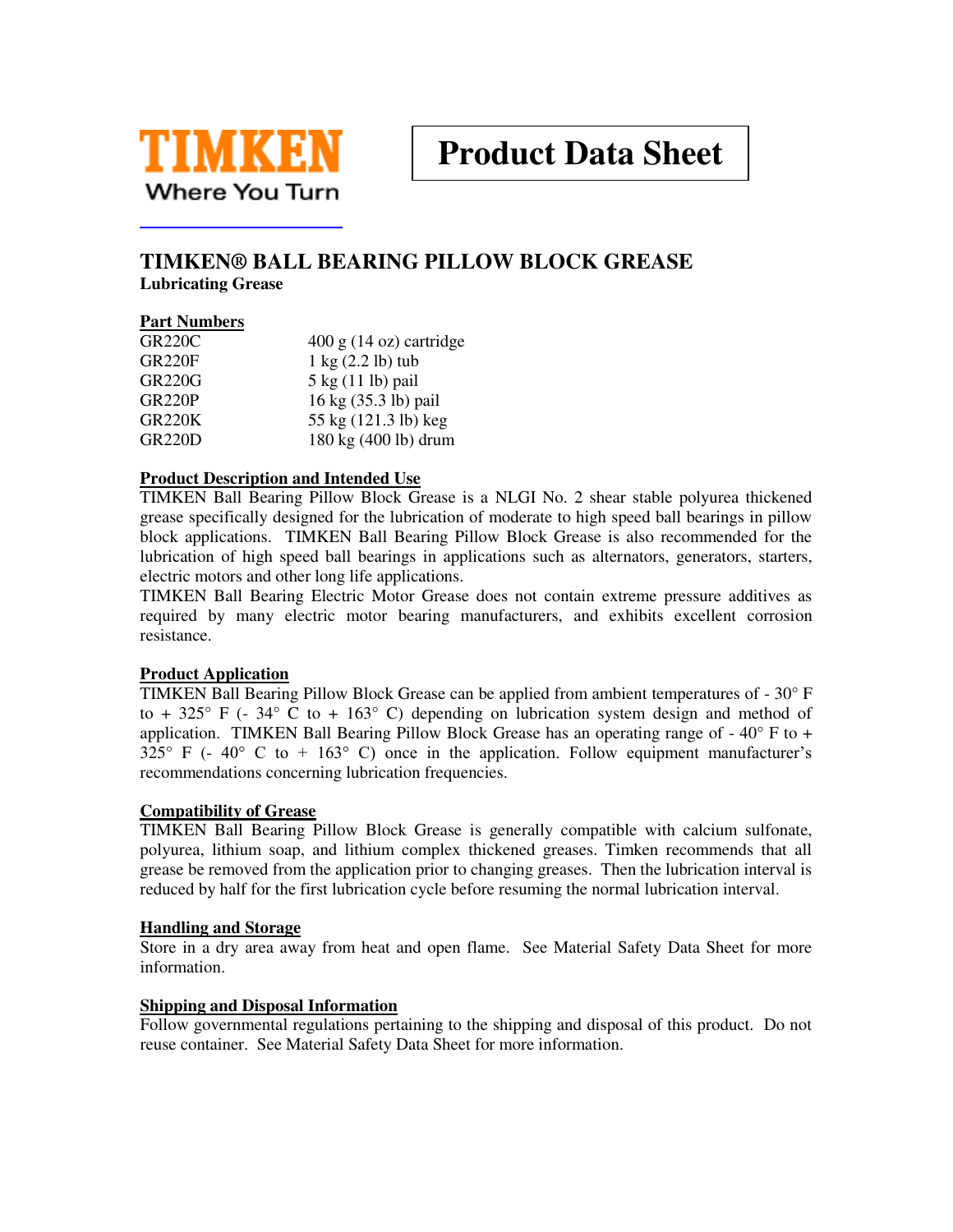TIMKEN

Where You Turn

# Product Data Sheet

## TIMKEN® BALL BEARING PILLOW BLOCK GREASE

**Lubricating Grease**

### Part Numbers

| | |
|---|---|
| GR220C | 400 g (14 oz) cartridge |
| GR220F | 1 kg (2.2 lb) tub |
| GR220G | 5 kg (11 lb) pail |
| GR220P | 16 kg (35.3 lb) pail |
| GR220K | 55 kg (121.3 lb) keg |
| GR220D | 180 kg (400 lb) drum |

### Product Description and Intended Use

TIMKEN Ball Bearing Pillow Block Grease is a NLGI No. 2 shear stable polyurea thickened grease specifically designed for the lubrication of moderate to high speed ball bearings in pillow block applications. TIMKEN Ball Bearing Pillow Block Grease is also recommended for the lubrication of high speed ball bearings in applications such as alternators, generators, starters, electric motors and other long life applications.

TIMKEN Ball Bearing Electric Motor Grease does not contain extreme pressure additives as required by many electric motor bearing manufacturers, and exhibits excellent corrosion resistance.

### Product Application

TIMKEN Ball Bearing Pillow Block Grease can be applied from ambient temperatures of - 30° F to + 325° F (- 34° C to + 163° C) depending on lubrication system design and method of application. TIMKEN Ball Bearing Pillow Block Grease has an operating range of - 40° F to + 325° F (- 40° C to + 163° C) once in the application. Follow equipment manufacturer's recommendations concerning lubrication frequencies.

### Compatibility of Grease

TIMKEN Ball Bearing Pillow Block Grease is generally compatible with calcium sulfonate, polyurea, lithium soap, and lithium complex thickened greases. Timken recommends that all grease be removed from the application prior to changing greases. Then the lubrication interval is reduced by half for the first lubrication cycle before resuming the normal lubrication interval.

### Handling and Storage

Store in a dry area away from heat and open flame. See Material Safety Data Sheet for more information.

### Shipping and Disposal Information

Follow governmental regulations pertaining to the shipping and disposal of this product. Do not reuse container. See Material Safety Data Sheet for more information.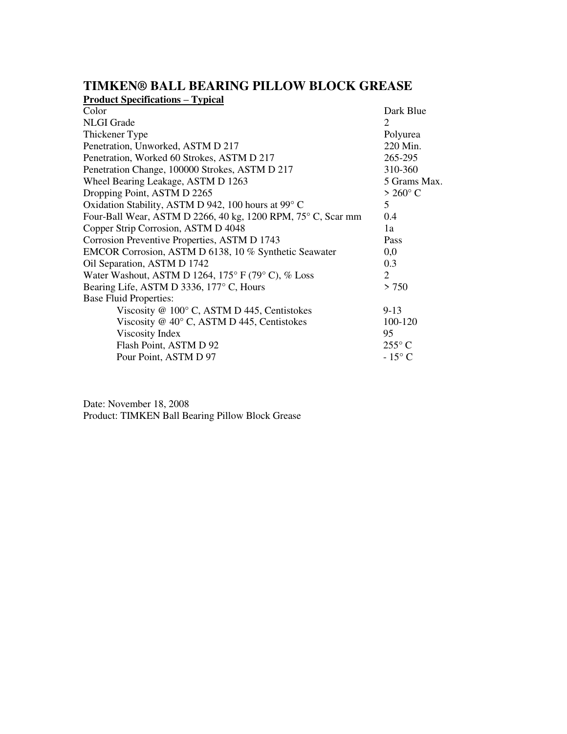# TIMKEN® BALL BEARING PILLOW BLOCK GREASE

**Product Specifications – Typical**

| | |
|---|---|
| Color | Dark Blue |
| NLGI Grade | 2 |
| Thickener Type | Polyurea |
| Penetration, Unworked, ASTM D 217 | 220 Min. |
| Penetration, Worked 60 Strokes, ASTM D 217 | 265-295 |
| Penetration Change, 100000 Strokes, ASTM D 217 | 310-360 |
| Wheel Bearing Leakage, ASTM D 1263 | 5 Grams Max. |
| Dropping Point, ASTM D 2265 | > 260° C |
| Oxidation Stability, ASTM D 942, 100 hours at 99° C | 5 |
| Four-Ball Wear, ASTM D 2266, 40 kg, 1200 RPM, 75° C, Scar mm | 0.4 |
| Copper Strip Corrosion, ASTM D 4048 | 1a |
| Corrosion Preventive Properties, ASTM D 1743 | Pass |
| EMCOR Corrosion, ASTM D 6138, 10 % Synthetic Seawater | 0,0 |
| Oil Separation, ASTM D 1742 | 0.3 |
| Water Washout, ASTM D 1264, 175° F (79° C), % Loss | 2 |
| Bearing Life, ASTM D 3336, 177° C, Hours | > 750 |
| Base Fluid Properties: | |
| Viscosity @ 100° C, ASTM D 445, Centistokes | 9-13 |
| Viscosity @ 40° C, ASTM D 445, Centistokes | 100-120 |
| Viscosity Index | 95 |
| Flash Point, ASTM D 92 | 255° C |
| Pour Point, ASTM D 97 | - 15° C |

Date: November 18, 2008

Product: TIMKEN Ball Bearing Pillow Block Grease